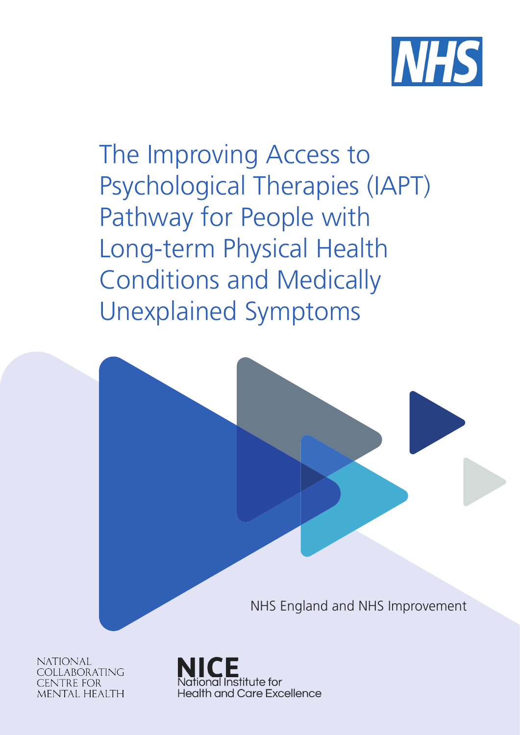NHS

# The Improving Access to Psychological Therapies (IAPT) Pathway for People with Long-term Physical Health Conditions and Medically Unexplained Symptoms

NHS England and NHS Improvement

NATIONAL COLLABORATING CENTRE FOR MENTAL HEALTH

NICE National Institute for Health and Care Excellence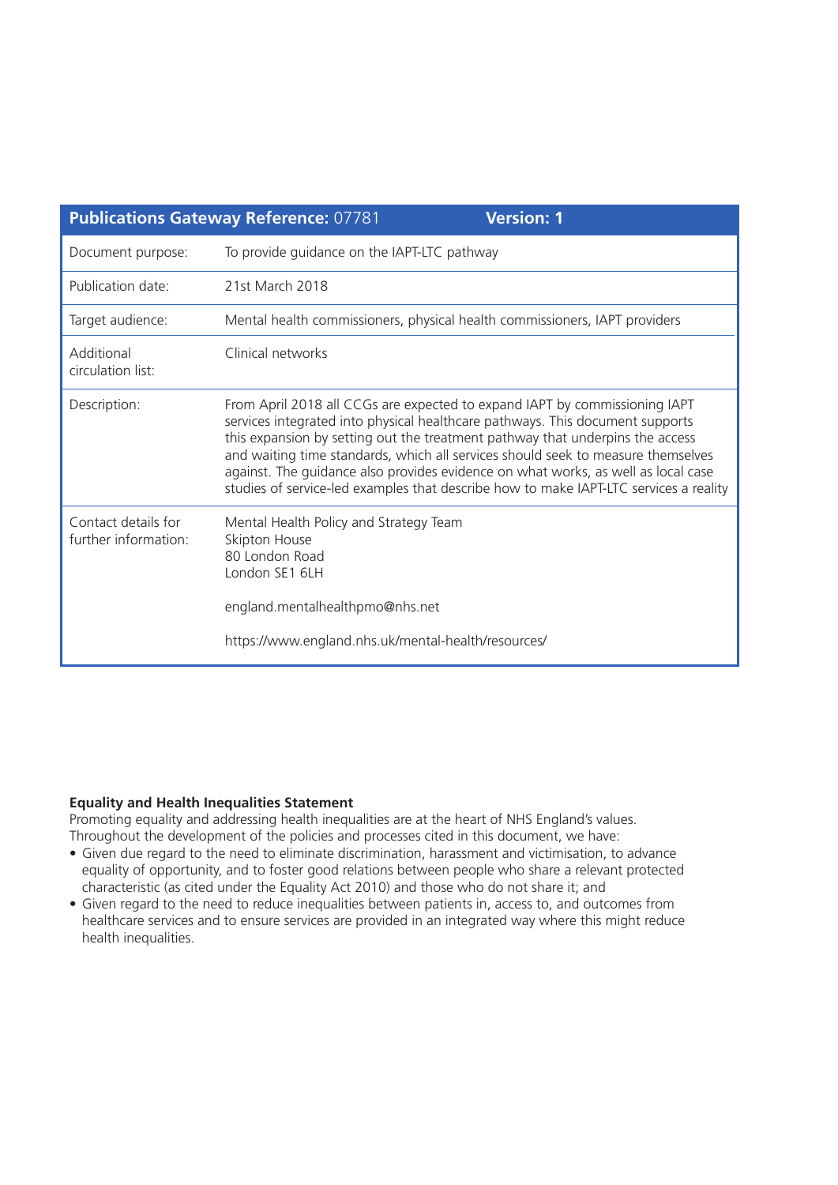| **Publications Gateway Reference:** 07781 | **Version: 1** |
|---|---|
| Document purpose: | To provide guidance on the IAPT-LTC pathway |
| Publication date: | 21st March 2018 |
| Target audience: | Mental health commissioners, physical health commissioners, IAPT providers |
| Additional circulation list: | Clinical networks |
| Description: | From April 2018 all CCGs are expected to expand IAPT by commissioning IAPT services integrated into physical healthcare pathways. This document supports this expansion by setting out the treatment pathway that underpins the access and waiting time standards, which all services should seek to measure themselves against. The guidance also provides evidence on what works, as well as local case studies of service-led examples that describe how to make IAPT-LTC services a reality |
| Contact details for further information: | Mental Health Policy and Strategy Team<br>Skipton House<br>80 London Road<br>London SE1 6LH<br><br>england.mentalhealthpmo@nhs.net<br><br>https://www.england.nhs.uk/mental-health/resources/ |

**Equality and Health Inequalities Statement**

Promoting equality and addressing health inequalities are at the heart of NHS England's values. Throughout the development of the policies and processes cited in this document, we have:

- Given due regard to the need to eliminate discrimination, harassment and victimisation, to advance equality of opportunity, and to foster good relations between people who share a relevant protected characteristic (as cited under the Equality Act 2010) and those who do not share it; and
- Given regard to the need to reduce inequalities between patients in, access to, and outcomes from healthcare services and to ensure services are provided in an integrated way where this might reduce health inequalities.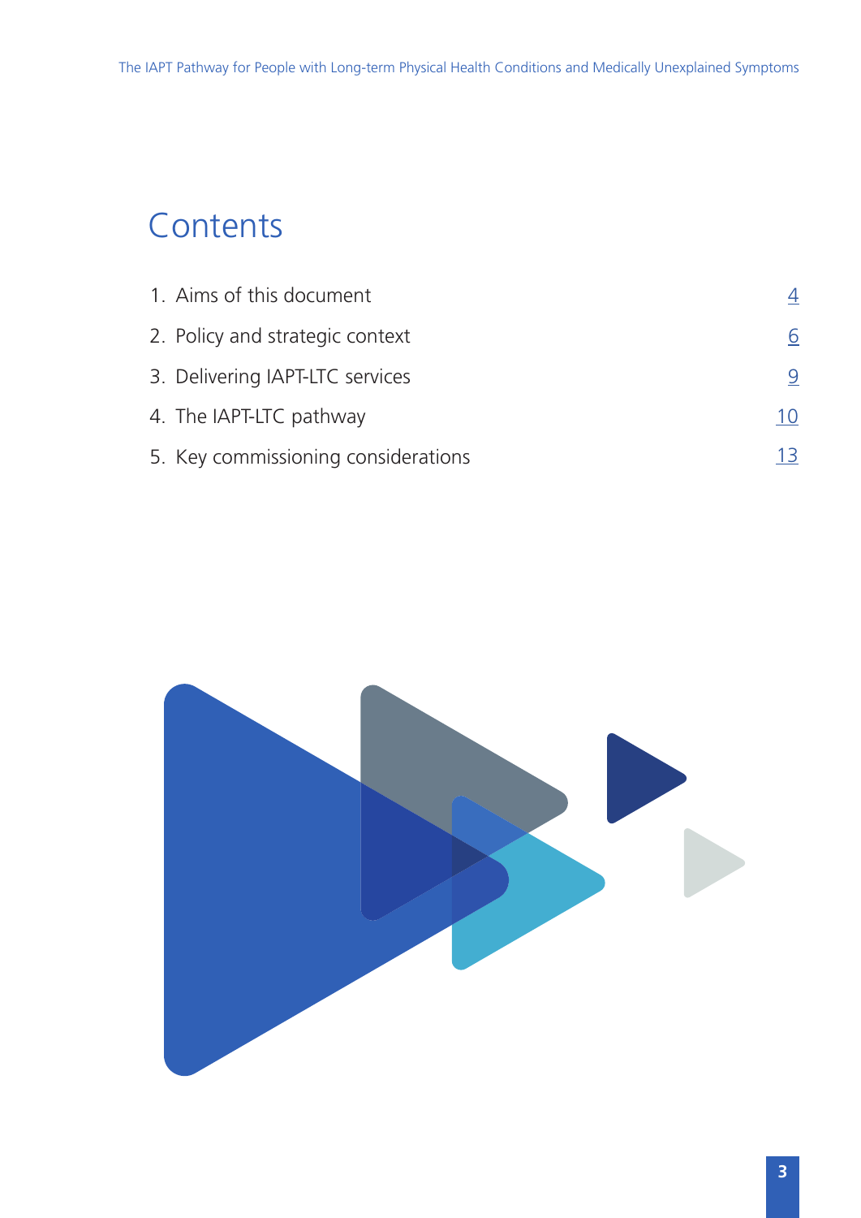# Contents

1. Aims of this document 4
2. Policy and strategic context 6
3. Delivering IAPT-LTC services 9
4. The IAPT-LTC pathway 10
5. Key commissioning considerations 13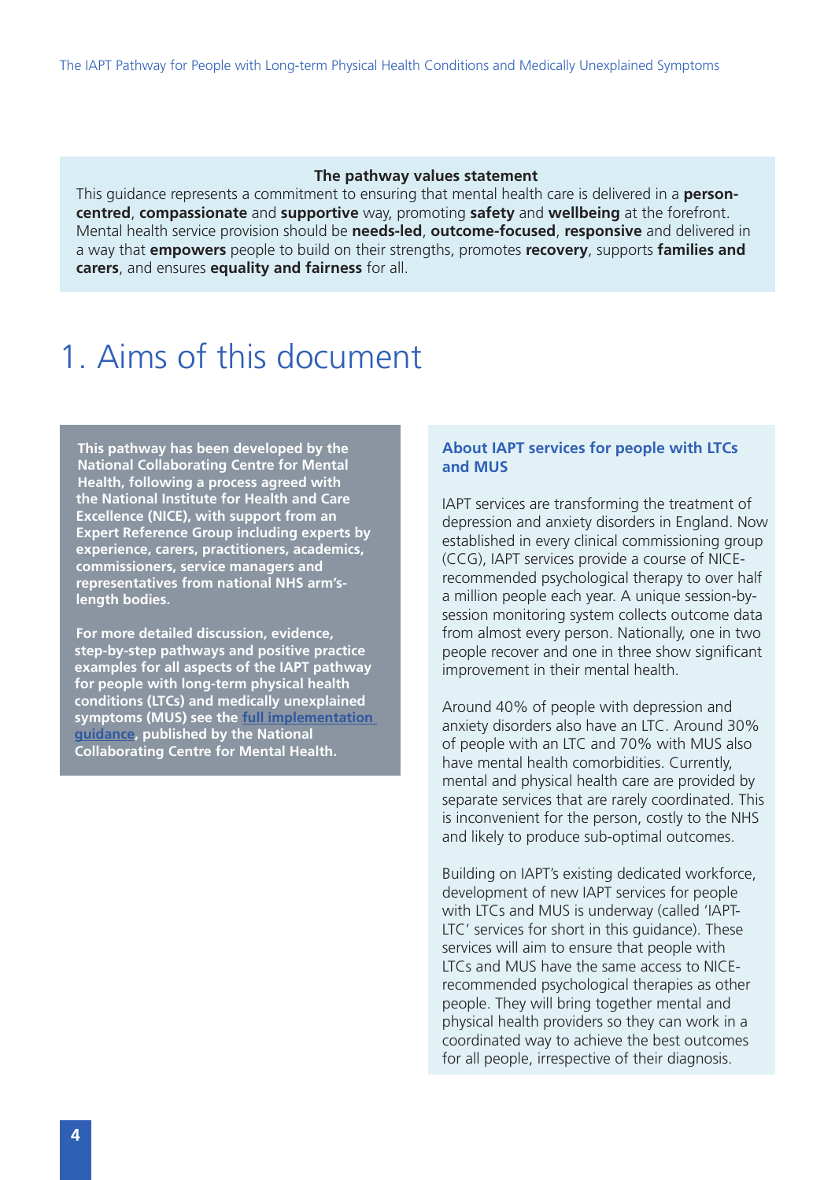**The pathway values statement**

This guidance represents a commitment to ensuring that mental health care is delivered in a **person-centred**, **compassionate** and **supportive** way, promoting **safety** and **wellbeing** at the forefront. Mental health service provision should be **needs-led**, **outcome-focused**, **responsive** and delivered in a way that **empowers** people to build on their strengths, promotes **recovery**, supports **families and carers**, and ensures **equality and fairness** for all.

# 1. Aims of this document

**This pathway has been developed by the National Collaborating Centre for Mental Health, following a process agreed with the National Institute for Health and Care Excellence (NICE), with support from an Expert Reference Group including experts by experience, carers, practitioners, academics, commissioners, service managers and representatives from national NHS arm's-length bodies.**

**For more detailed discussion, evidence, step-by-step pathways and positive practice examples for all aspects of the IAPT pathway for people with long-term physical health conditions (LTCs) and medically unexplained symptoms (MUS) see the full implementation guidance, published by the National Collaborating Centre for Mental Health.**

### About IAPT services for people with LTCs and MUS

IAPT services are transforming the treatment of depression and anxiety disorders in England. Now established in every clinical commissioning group (CCG), IAPT services provide a course of NICE-recommended psychological therapy to over half a million people each year. A unique session-by-session monitoring system collects outcome data from almost every person. Nationally, one in two people recover and one in three show significant improvement in their mental health.

Around 40% of people with depression and anxiety disorders also have an LTC. Around 30% of people with an LTC and 70% with MUS also have mental health comorbidities. Currently, mental and physical health care are provided by separate services that are rarely coordinated. This is inconvenient for the person, costly to the NHS and likely to produce sub-optimal outcomes.

Building on IAPT's existing dedicated workforce, development of new IAPT services for people with LTCs and MUS is underway (called 'IAPT-LTC' services for short in this guidance). These services will aim to ensure that people with LTCs and MUS have the same access to NICE-recommended psychological therapies as other people. They will bring together mental and physical health providers so they can work in a coordinated way to achieve the best outcomes for all people, irrespective of their diagnosis.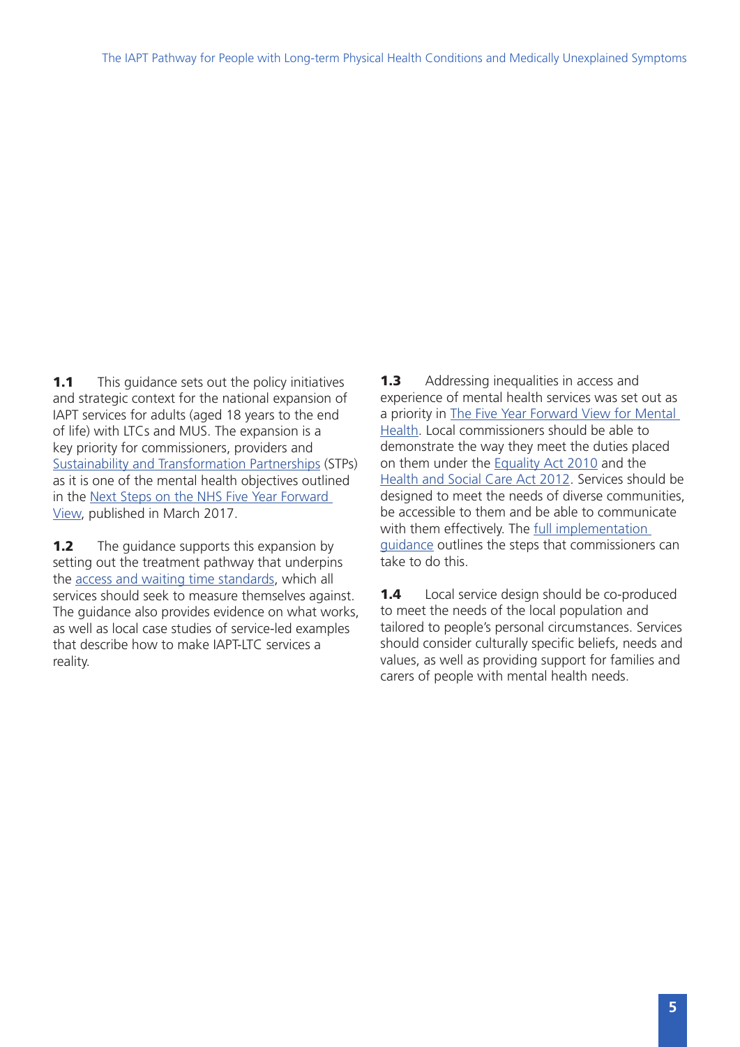**1.1** This guidance sets out the policy initiatives and strategic context for the national expansion of IAPT services for adults (aged 18 years to the end of life) with LTCs and MUS. The expansion is a key priority for commissioners, providers and Sustainability and Transformation Partnerships (STPs) as it is one of the mental health objectives outlined in the Next Steps on the NHS Five Year Forward View, published in March 2017.

**1.2** The guidance supports this expansion by setting out the treatment pathway that underpins the access and waiting time standards, which all services should seek to measure themselves against. The guidance also provides evidence on what works, as well as local case studies of service-led examples that describe how to make IAPT-LTC services a reality.

**1.3** Addressing inequalities in access and experience of mental health services was set out as a priority in The Five Year Forward View for Mental Health. Local commissioners should be able to demonstrate the way they meet the duties placed on them under the Equality Act 2010 and the Health and Social Care Act 2012. Services should be designed to meet the needs of diverse communities, be accessible to them and be able to communicate with them effectively. The full implementation guidance outlines the steps that commissioners can take to do this.

**1.4** Local service design should be co-produced to meet the needs of the local population and tailored to people's personal circumstances. Services should consider culturally specific beliefs, needs and values, as well as providing support for families and carers of people with mental health needs.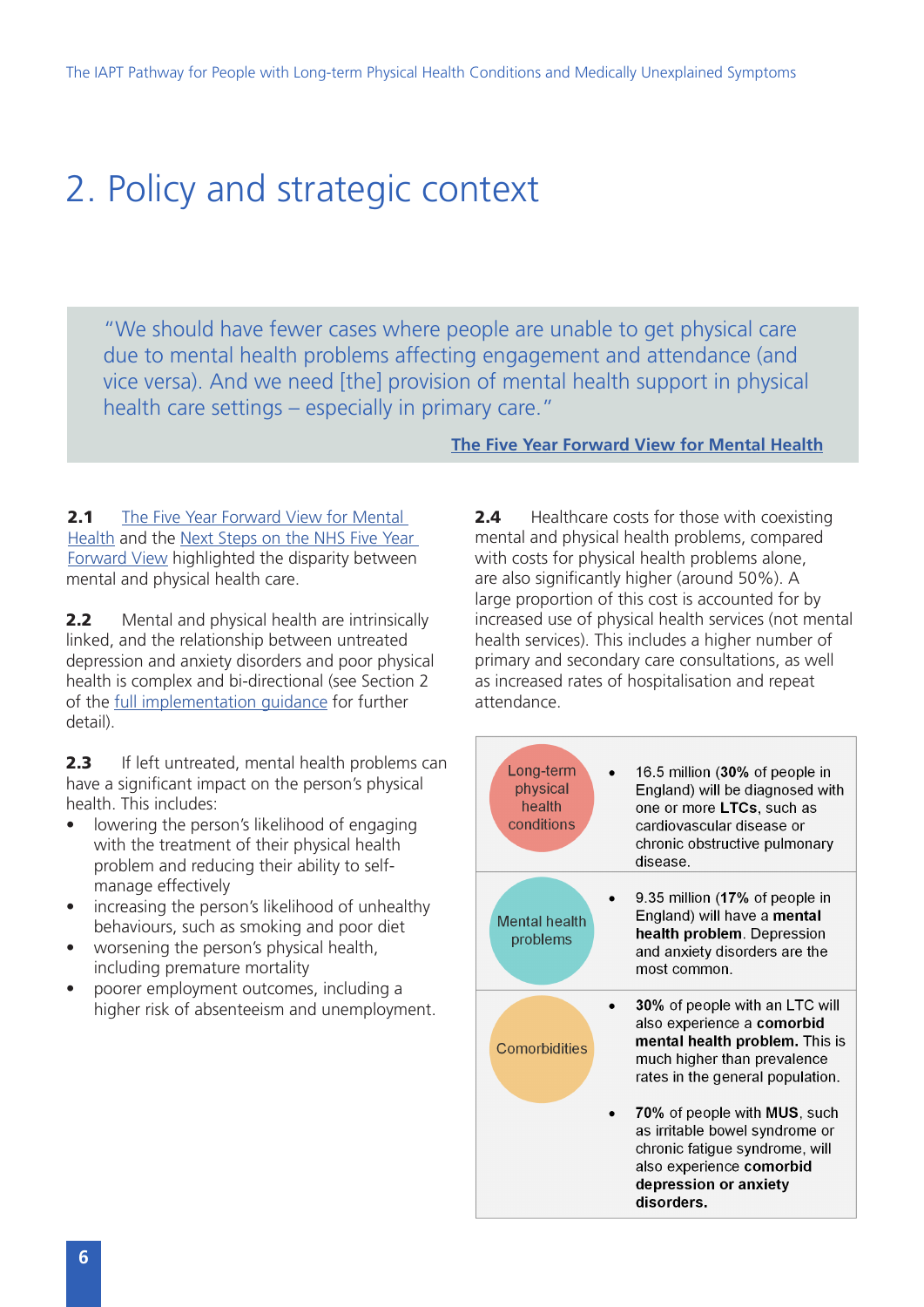# 2. Policy and strategic context

> "We should have fewer cases where people are unable to get physical care due to mental health problems affecting engagement and attendance (and vice versa). And we need [the] provision of mental health support in physical health care settings – especially in primary care."
>
> **The Five Year Forward View for Mental Health**

**2.1** The Five Year Forward View for Mental Health and the Next Steps on the NHS Five Year Forward View highlighted the disparity between mental and physical health care.

**2.2** Mental and physical health are intrinsically linked, and the relationship between untreated depression and anxiety disorders and poor physical health is complex and bi-directional (see Section 2 of the full implementation guidance for further detail).

**2.3** If left untreated, mental health problems can have a significant impact on the person's physical health. This includes:

- lowering the person's likelihood of engaging with the treatment of their physical health problem and reducing their ability to self-manage effectively
- increasing the person's likelihood of unhealthy behaviours, such as smoking and poor diet
- worsening the person's physical health, including premature mortality
- poorer employment outcomes, including a higher risk of absenteeism and unemployment.

**2.4** Healthcare costs for those with coexisting mental and physical health problems, compared with costs for physical health problems alone, are also significantly higher (around 50%). A large proportion of this cost is accounted for by increased use of physical health services (not mental health services). This includes a higher number of primary and secondary care consultations, as well as increased rates of hospitalisation and repeat attendance.

| | |
|---|---|
| Long-term physical health conditions | • 16.5 million (**30%** of people in England) will be diagnosed with one or more **LTCs**, such as cardiovascular disease or chronic obstructive pulmonary disease. |
| Mental health problems | • 9.35 million (**17%** of people in England) will have a **mental health problem**. Depression and anxiety disorders are the most common. |
| Comorbidities | • **30%** of people with an LTC will also experience a **comorbid mental health problem.** This is much higher than prevalence rates in the general population.<br>• **70%** of people with **MUS**, such as irritable bowel syndrome or chronic fatigue syndrome, will also experience **comorbid depression or anxiety disorders.** |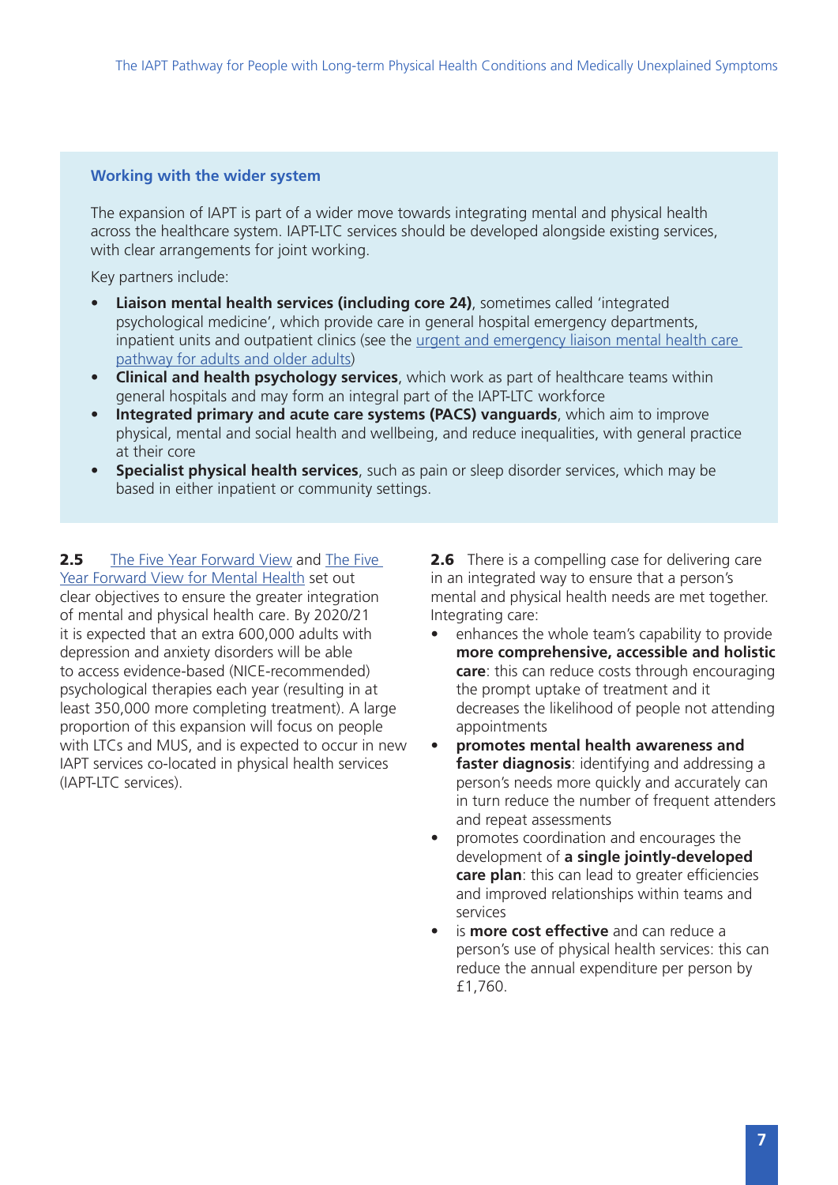### Working with the wider system

The expansion of IAPT is part of a wider move towards integrating mental and physical health across the healthcare system. IAPT-LTC services should be developed alongside existing services, with clear arrangements for joint working.

Key partners include:

- **Liaison mental health services (including core 24)**, sometimes called 'integrated psychological medicine', which provide care in general hospital emergency departments, inpatient units and outpatient clinics (see the urgent and emergency liaison mental health care pathway for adults and older adults)
- **Clinical and health psychology services**, which work as part of healthcare teams within general hospitals and may form an integral part of the IAPT-LTC workforce
- **Integrated primary and acute care systems (PACS) vanguards**, which aim to improve physical, mental and social health and wellbeing, and reduce inequalities, with general practice at their core
- **Specialist physical health services**, such as pain or sleep disorder services, which may be based in either inpatient or community settings.

**2.5** The Five Year Forward View and The Five Year Forward View for Mental Health set out clear objectives to ensure the greater integration of mental and physical health care. By 2020/21 it is expected that an extra 600,000 adults with depression and anxiety disorders will be able to access evidence-based (NICE-recommended) psychological therapies each year (resulting in at least 350,000 more completing treatment). A large proportion of this expansion will focus on people with LTCs and MUS, and is expected to occur in new IAPT services co-located in physical health services (IAPT-LTC services).

**2.6** There is a compelling case for delivering care in an integrated way to ensure that a person's mental and physical health needs are met together. Integrating care:

- enhances the whole team's capability to provide **more comprehensive, accessible and holistic care**: this can reduce costs through encouraging the prompt uptake of treatment and it decreases the likelihood of people not attending appointments
- **promotes mental health awareness and faster diagnosis**: identifying and addressing a person's needs more quickly and accurately can in turn reduce the number of frequent attenders and repeat assessments
- promotes coordination and encourages the development of **a single jointly-developed care plan**: this can lead to greater efficiencies and improved relationships within teams and services
- is **more cost effective** and can reduce a person's use of physical health services: this can reduce the annual expenditure per person by £1,760.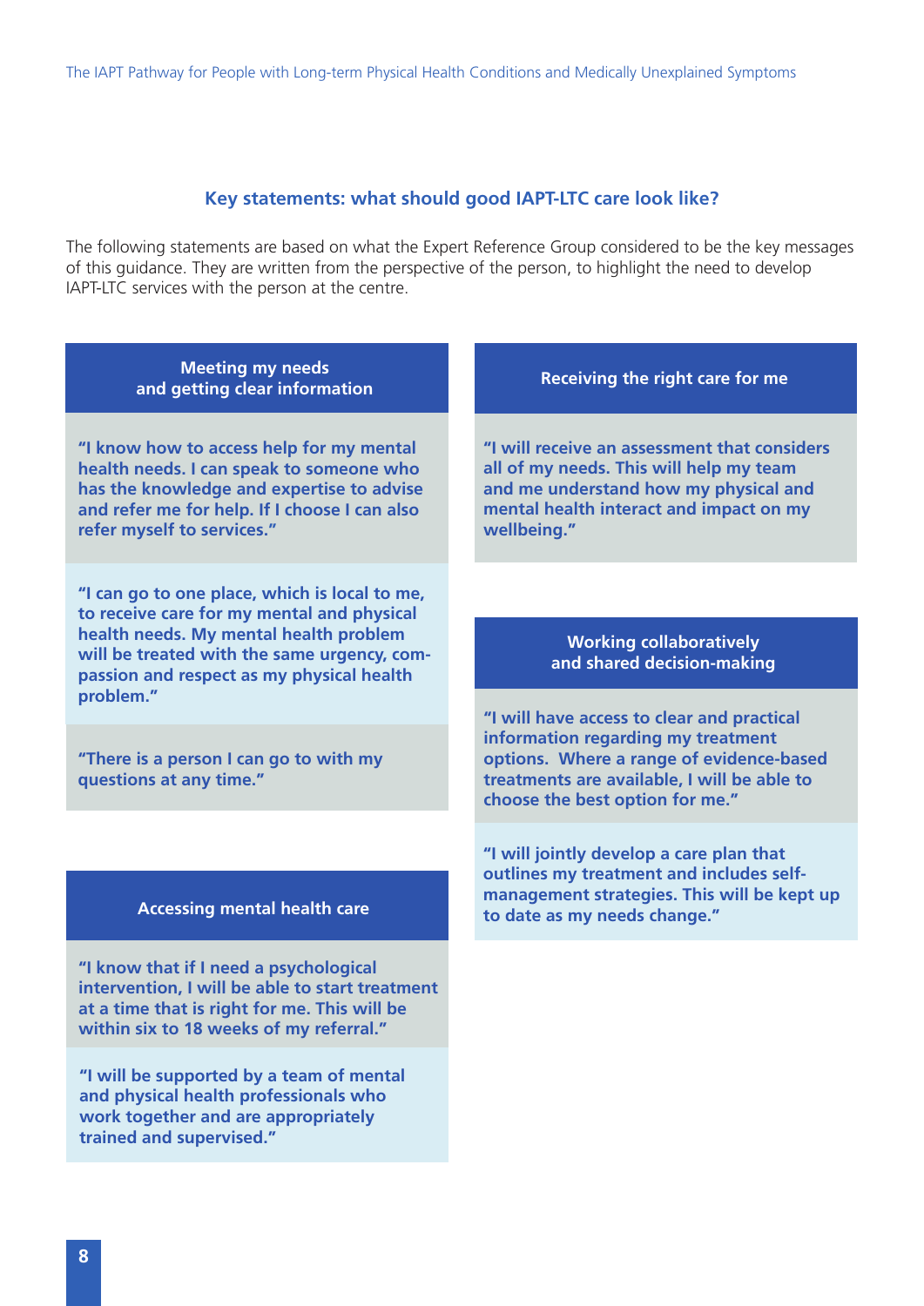## Key statements: what should good IAPT-LTC care look like?

The following statements are based on what the Expert Reference Group considered to be the key messages of this guidance. They are written from the perspective of the person, to highlight the need to develop IAPT-LTC services with the person at the centre.

### Meeting my needs and getting clear information

**"I know how to access help for my mental health needs. I can speak to someone who has the knowledge and expertise to advise and refer me for help. If I choose I can also refer myself to services."**

**"I can go to one place, which is local to me, to receive care for my mental and physical health needs. My mental health problem will be treated with the same urgency, compassion and respect as my physical health problem."**

**"There is a person I can go to with my questions at any time."**

### Accessing mental health care

**"I know that if I need a psychological intervention, I will be able to start treatment at a time that is right for me. This will be within six to 18 weeks of my referral."**

**"I will be supported by a team of mental and physical health professionals who work together and are appropriately trained and supervised."**

### Receiving the right care for me

**"I will receive an assessment that considers all of my needs. This will help my team and me understand how my physical and mental health interact and impact on my wellbeing."**

### Working collaboratively and shared decision-making

**"I will have access to clear and practical information regarding my treatment options. Where a range of evidence-based treatments are available, I will be able to choose the best option for me."**

**"I will jointly develop a care plan that outlines my treatment and includes self-management strategies. This will be kept up to date as my needs change."**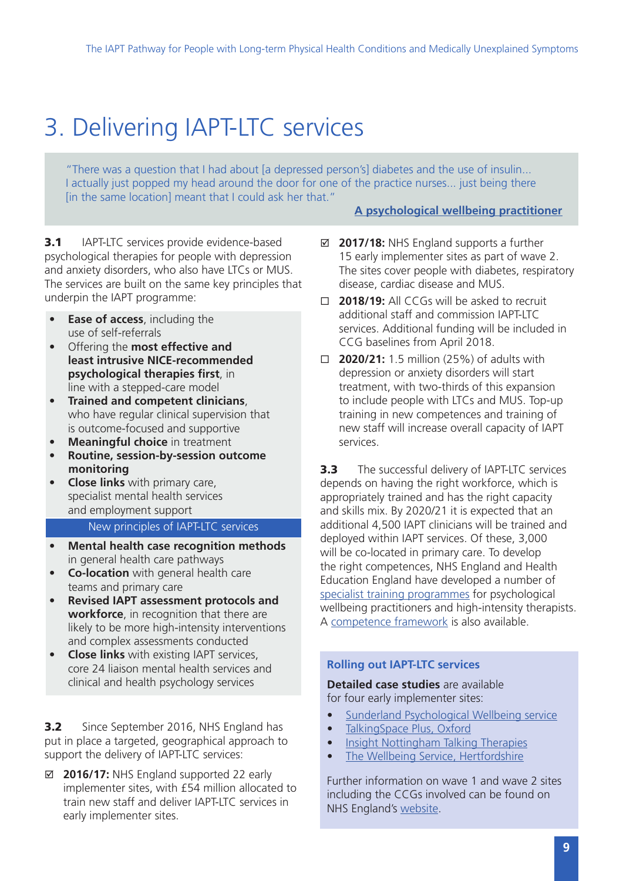# 3. Delivering IAPT-LTC services

> "There was a question that I had about [a depressed person's] diabetes and the use of insulin... I actually just popped my head around the door for one of the practice nurses... just being there [in the same location] meant that I could ask her that."
>
> **A psychological wellbeing practitioner**

**3.1** IAPT-LTC services provide evidence-based psychological therapies for people with depression and anxiety disorders, who also have LTCs or MUS. The services are built on the same key principles that underpin the IAPT programme:

- **Ease of access**, including the use of self-referrals
- Offering the **most effective and least intrusive NICE-recommended psychological therapies first**, in line with a stepped-care model
- **Trained and competent clinicians**, who have regular clinical supervision that is outcome-focused and supportive
- **Meaningful choice** in treatment
- **Routine, session-by-session outcome monitoring**
- **Close links** with primary care, specialist mental health services and employment support

New principles of IAPT-LTC services

- **Mental health case recognition methods** in general health care pathways
- **Co-location** with general health care teams and primary care
- **Revised IAPT assessment protocols and workforce**, in recognition that there are likely to be more high-intensity interventions and complex assessments conducted
- **Close links** with existing IAPT services, core 24 liaison mental health services and clinical and health psychology services

**3.2** Since September 2016, NHS England has put in place a targeted, geographical approach to support the delivery of IAPT-LTC services:

- ☑ **2016/17:** NHS England supported 22 early implementer sites, with £54 million allocated to train new staff and deliver IAPT-LTC services in early implementer sites.
- ☑ **2017/18:** NHS England supports a further 15 early implementer sites as part of wave 2. The sites cover people with diabetes, respiratory disease, cardiac disease and MUS.
- ☐ **2018/19:** All CCGs will be asked to recruit additional staff and commission IAPT-LTC services. Additional funding will be included in CCG baselines from April 2018.
- ☐ **2020/21:** 1.5 million (25%) of adults with depression or anxiety disorders will start treatment, with two-thirds of this expansion to include people with LTCs and MUS. Top-up training in new competences and training of new staff will increase overall capacity of IAPT services.

**3.3** The successful delivery of IAPT-LTC services depends on having the right workforce, which is appropriately trained and has the right capacity and skills mix. By 2020/21 it is expected that an additional 4,500 IAPT clinicians will be trained and deployed within IAPT services. Of these, 3,000 will be co-located in primary care. To develop the right competences, NHS England and Health Education England have developed a number of specialist training programmes for psychological wellbeing practitioners and high-intensity therapists. A competence framework is also available.

### Rolling out IAPT-LTC services

**Detailed case studies** are available for four early implementer sites:

- Sunderland Psychological Wellbeing service
- TalkingSpace Plus, Oxford
- Insight Nottingham Talking Therapies
- The Wellbeing Service, Hertfordshire

Further information on wave 1 and wave 2 sites including the CCGs involved can be found on NHS England's website.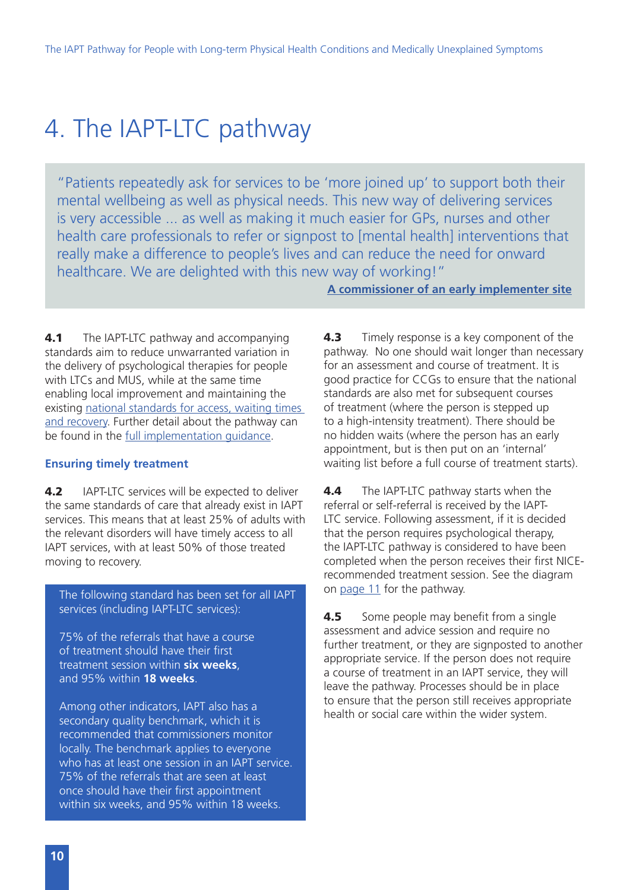// Running header and page number "10" omitted.
# 4. The IAPT-LTC pathway

> "Patients repeatedly ask for services to be 'more joined up' to support both their mental wellbeing as well as physical needs. This new way of delivering services is very accessible ... as well as making it much easier for GPs, nurses and other health care professionals to refer or signpost to [mental health] interventions that really make a difference to people's lives and can reduce the need for onward healthcare. We are delighted with this new way of working!"
>
> **A commissioner of an early implementer site**

**4.1** The IAPT-LTC pathway and accompanying standards aim to reduce unwarranted variation in the delivery of psychological therapies for people with LTCs and MUS, while at the same time enabling local improvement and maintaining the existing national standards for access, waiting times and recovery. Further detail about the pathway can be found in the full implementation guidance.

### Ensuring timely treatment

**4.2** IAPT-LTC services will be expected to deliver the same standards of care that already exist in IAPT services. This means that at least 25% of adults with the relevant disorders will have timely access to all IAPT services, with at least 50% of those treated moving to recovery.

> The following standard has been set for all IAPT services (including IAPT-LTC services):
>
> 75% of the referrals that have a course of treatment should have their first treatment session within **six weeks**, and 95% within **18 weeks**.
>
> Among other indicators, IAPT also has a secondary quality benchmark, which it is recommended that commissioners monitor locally. The benchmark applies to everyone who has at least one session in an IAPT service. 75% of the referrals that are seen at least once should have their first appointment within six weeks, and 95% within 18 weeks.

**4.3** Timely response is a key component of the pathway. No one should wait longer than necessary for an assessment and course of treatment. It is good practice for CCGs to ensure that the national standards are also met for subsequent courses of treatment (where the person is stepped up to a high-intensity treatment). There should be no hidden waits (where the person has an early appointment, but is then put on an 'internal' waiting list before a full course of treatment starts).

**4.4** The IAPT-LTC pathway starts when the referral or self-referral is received by the IAPT-LTC service. Following assessment, if it is decided that the person requires psychological therapy, the IAPT-LTC pathway is considered to have been completed when the person receives their first NICE-recommended treatment session. See the diagram on page 11 for the pathway.

**4.5** Some people may benefit from a single assessment and advice session and require no further treatment, or they are signposted to another appropriate service. If the person does not require a course of treatment in an IAPT service, they will leave the pathway. Processes should be in place to ensure that the person still receives appropriate health or social care within the wider system.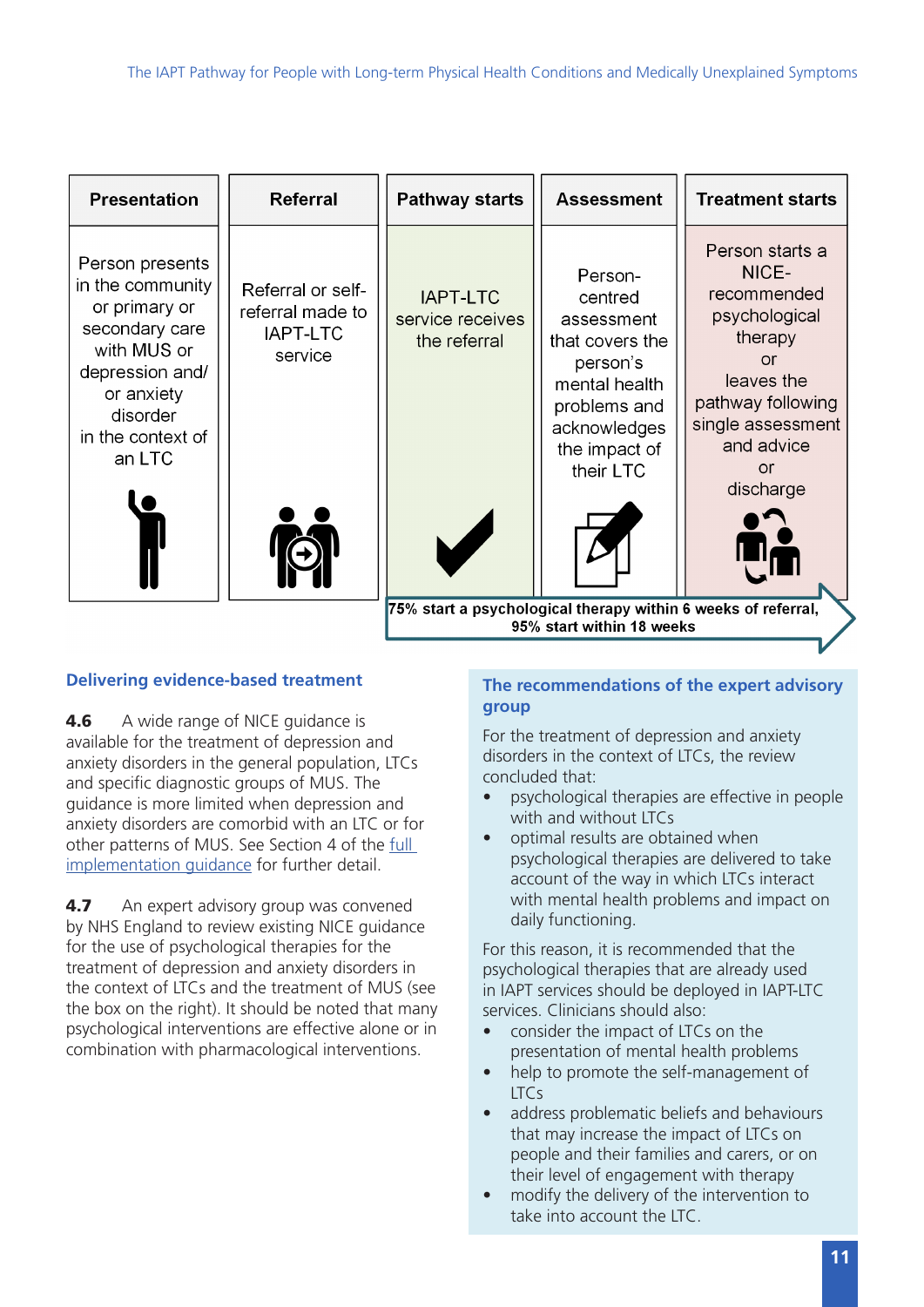| Presentation | Referral | Pathway starts | Assessment | Treatment starts |
|---|---|---|---|---|
| Person presents in the community or primary or secondary care with MUS or depression and/ or anxiety disorder in the context of an LTC | Referral or self-referral made to IAPT-LTC service | IAPT-LTC service receives the referral | Person-centred assessment that covers the person's mental health problems and acknowledges the impact of their LTC | Person starts a NICE-recommended psychological therapy or leaves the pathway following single assessment and advice or discharge |

75% start a psychological therapy within 6 weeks of referral, 95% start within 18 weeks

### Delivering evidence-based treatment

**4.6** A wide range of NICE guidance is available for the treatment of depression and anxiety disorders in the general population, LTCs and specific diagnostic groups of MUS. The guidance is more limited when depression and anxiety disorders are comorbid with an LTC or for other patterns of MUS. See Section 4 of the full implementation guidance for further detail.

**4.7** An expert advisory group was convened by NHS England to review existing NICE guidance for the use of psychological therapies for the treatment of depression and anxiety disorders in the context of LTCs and the treatment of MUS (see the box on the right). It should be noted that many psychological interventions are effective alone or in combination with pharmacological interventions.

### The recommendations of the expert advisory group

For the treatment of depression and anxiety disorders in the context of LTCs, the review concluded that:

- psychological therapies are effective in people with and without LTCs
- optimal results are obtained when psychological therapies are delivered to take account of the way in which LTCs interact with mental health problems and impact on daily functioning.

For this reason, it is recommended that the psychological therapies that are already used in IAPT services should be deployed in IAPT-LTC services. Clinicians should also:

- consider the impact of LTCs on the presentation of mental health problems
- help to promote the self-management of LTCs
- address problematic beliefs and behaviours that may increase the impact of LTCs on people and their families and carers, or on their level of engagement with therapy
- modify the delivery of the intervention to take into account the LTC.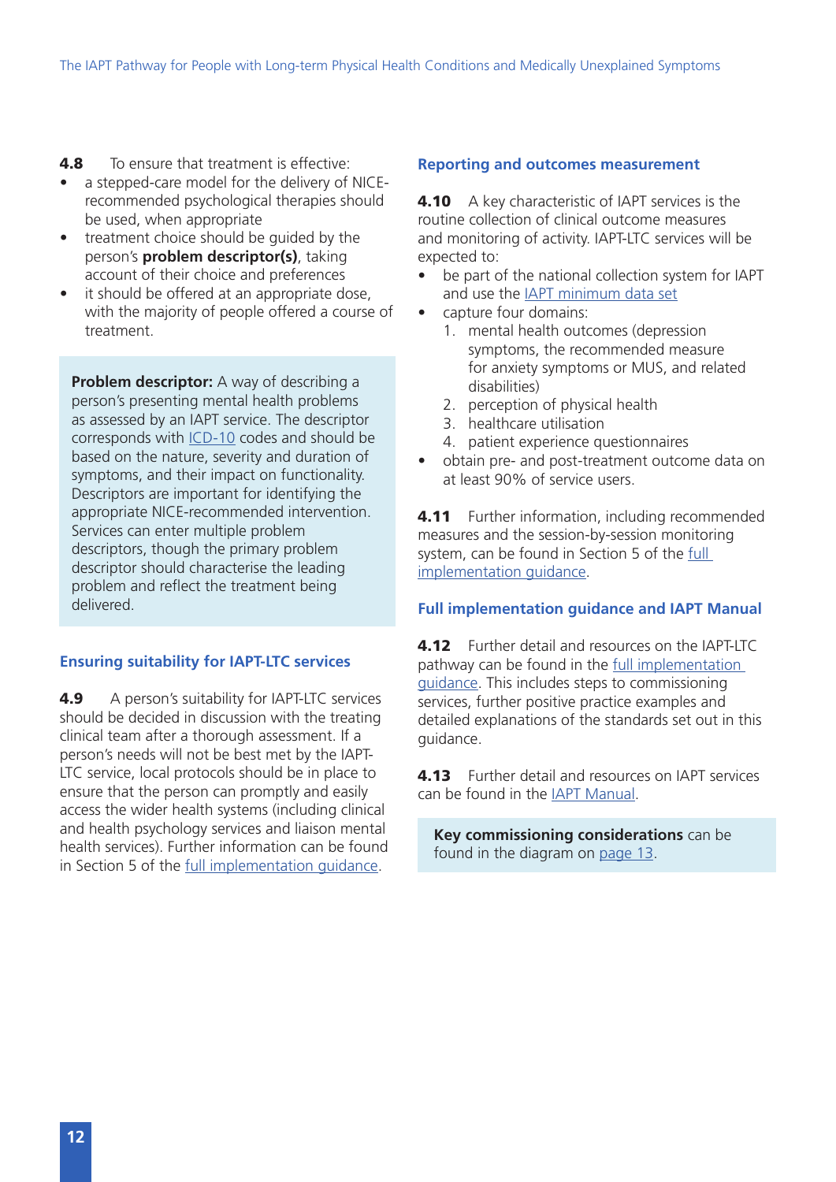**4.8** To ensure that treatment is effective:

- a stepped-care model for the delivery of NICE-recommended psychological therapies should be used, when appropriate
- treatment choice should be guided by the person's **problem descriptor(s)**, taking account of their choice and preferences
- it should be offered at an appropriate dose, with the majority of people offered a course of treatment.

> **Problem descriptor:** A way of describing a person's presenting mental health problems as assessed by an IAPT service. The descriptor corresponds with ICD-10 codes and should be based on the nature, severity and duration of symptoms, and their impact on functionality. Descriptors are important for identifying the appropriate NICE-recommended intervention. Services can enter multiple problem descriptors, though the primary problem descriptor should characterise the leading problem and reflect the treatment being delivered.

### Ensuring suitability for IAPT-LTC services

**4.9** A person's suitability for IAPT-LTC services should be decided in discussion with the treating clinical team after a thorough assessment. If a person's needs will not be best met by the IAPT-LTC service, local protocols should be in place to ensure that the person can promptly and easily access the wider health systems (including clinical and health psychology services and liaison mental health services). Further information can be found in Section 5 of the full implementation guidance.

### Reporting and outcomes measurement

**4.10** A key characteristic of IAPT services is the routine collection of clinical outcome measures and monitoring of activity. IAPT-LTC services will be expected to:

- be part of the national collection system for IAPT and use the IAPT minimum data set
- capture four domains:
  1. mental health outcomes (depression symptoms, the recommended measure for anxiety symptoms or MUS, and related disabilities)
  2. perception of physical health
  3. healthcare utilisation
  4. patient experience questionnaires
- obtain pre- and post-treatment outcome data on at least 90% of service users.

**4.11** Further information, including recommended measures and the session-by-session monitoring system, can be found in Section 5 of the full implementation guidance.

### Full implementation guidance and IAPT Manual

**4.12** Further detail and resources on the IAPT-LTC pathway can be found in the full implementation guidance. This includes steps to commissioning services, further positive practice examples and detailed explanations of the standards set out in this guidance.

**4.13** Further detail and resources on IAPT services can be found in the IAPT Manual.

> **Key commissioning considerations** can be found in the diagram on page 13.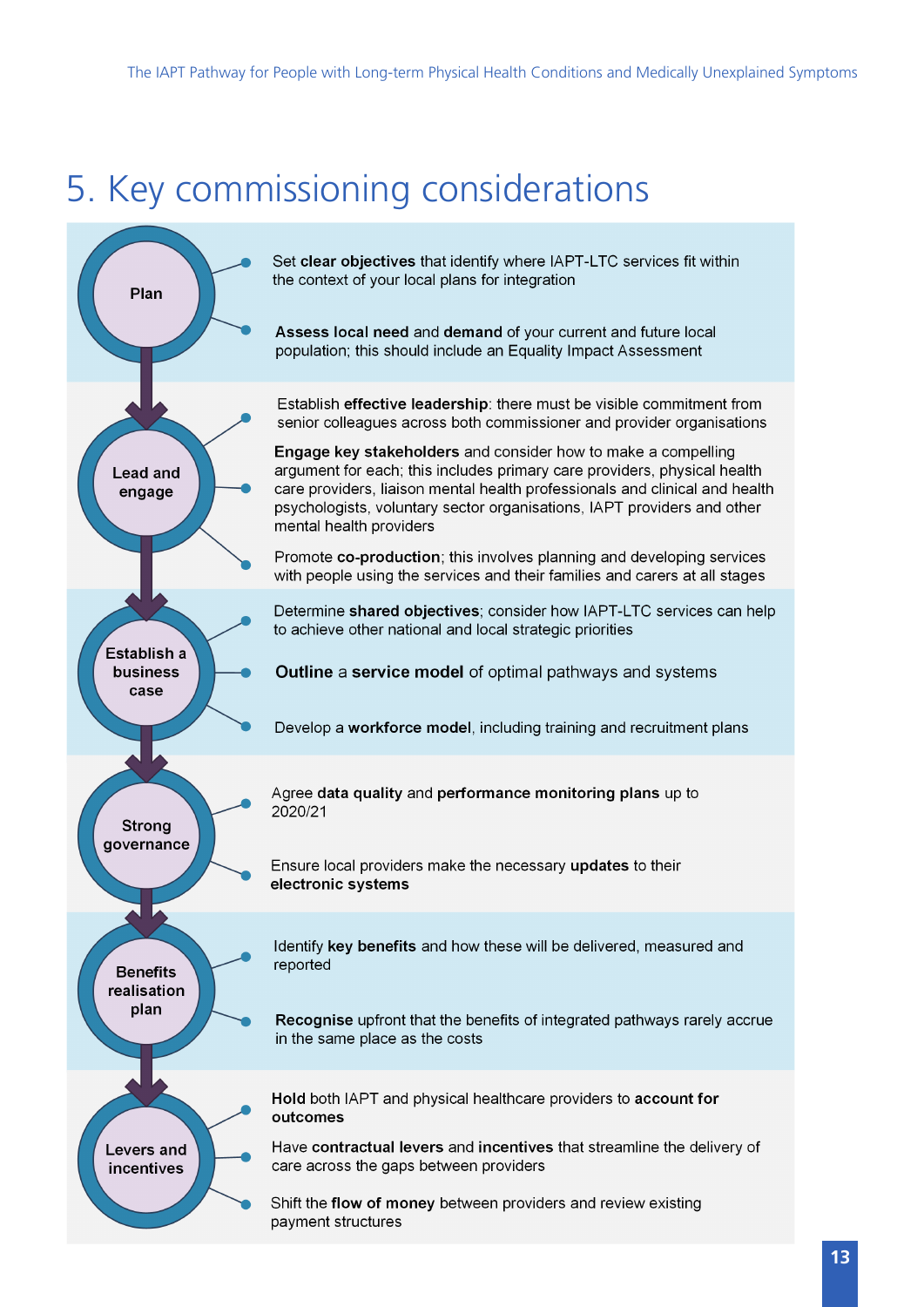# 5. Key commissioning considerations

### Plan

- Set **clear objectives** that identify where IAPT-LTC services fit within the context of your local plans for integration
- **Assess local need** and **demand** of your current and future local population; this should include an Equality Impact Assessment

### Lead and engage

- Establish **effective leadership**: there must be visible commitment from senior colleagues across both commissioner and provider organisations
- **Engage key stakeholders** and consider how to make a compelling argument for each; this includes primary care providers, physical health care providers, liaison mental health professionals and clinical and health psychologists, voluntary sector organisations, IAPT providers and other mental health providers
- Promote **co-production**; this involves planning and developing services with people using the services and their families and carers at all stages

### Establish a business case

- Determine **shared objectives**; consider how IAPT-LTC services can help to achieve other national and local strategic priorities
- **Outline** a **service model** of optimal pathways and systems
- Develop a **workforce model**, including training and recruitment plans

### Strong governance

- Agree **data quality** and **performance monitoring plans** up to 2020/21
- Ensure local providers make the necessary **updates** to their **electronic systems**

### Benefits realisation plan

- Identify **key benefits** and how these will be delivered, measured and reported
- **Recognise** upfront that the benefits of integrated pathways rarely accrue in the same place as the costs

### Levers and incentives

- **Hold** both IAPT and physical healthcare providers to **account for outcomes**
- Have **contractual levers** and **incentives** that streamline the delivery of care across the gaps between providers
- Shift the **flow of money** between providers and review existing payment structures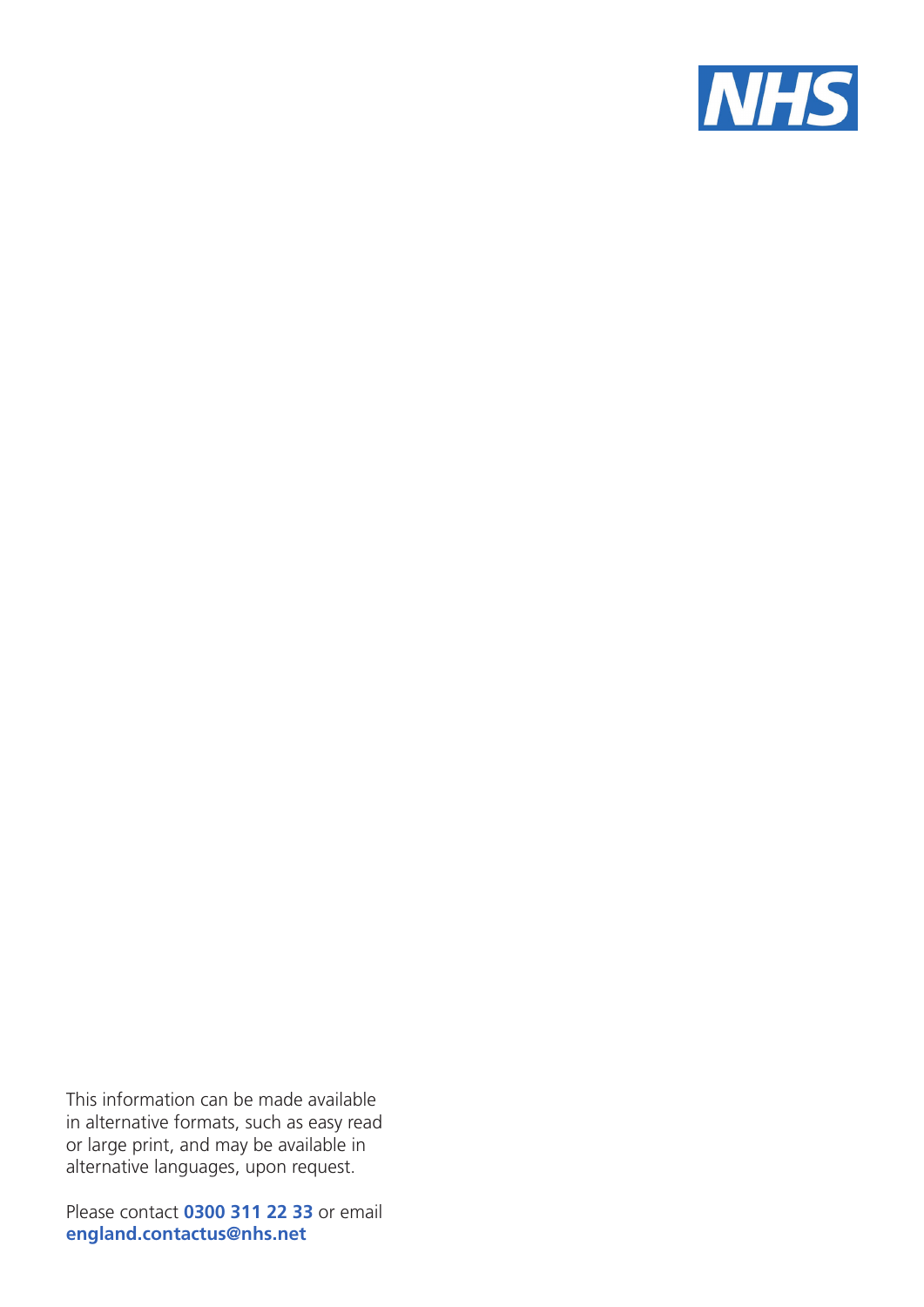NHS

This information can be made available in alternative formats, such as easy read or large print, and may be available in alternative languages, upon request.

Please contact **0300 311 22 33** or email **england.contactus@nhs.net**